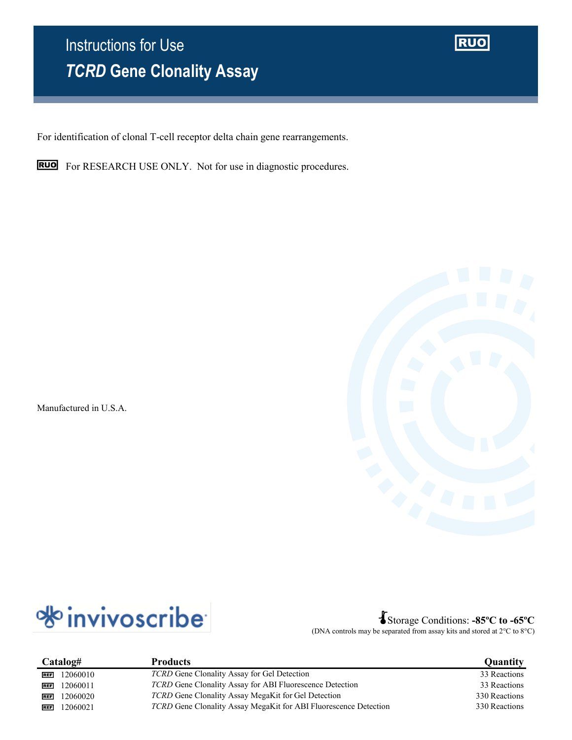# Instructions for Use

## *TCRD* Gene Clonality Assay

RUO

For identification of clonal T-cell receptor delta chain gene rearrangements.

RUO For RESEARCH USE ONLY. Not for use in diagnostic procedures.

Manufactured in U.S.A.

invivoscribe

Storage Conditions: **-85ºC to -65ºC**
(DNA controls may be separated from assay kits and stored at 2°C to 8°C)

| Catalog# | Products | Quantity |
|---|---|---|
| REF 12060010 | *TCRD* Gene Clonality Assay for Gel Detection | 33 Reactions |
| REF 12060011 | *TCRD* Gene Clonality Assay for ABI Fluorescence Detection | 33 Reactions |
| REF 12060020 | *TCRD* Gene Clonality Assay MegaKit for Gel Detection | 330 Reactions |
| REF 12060021 | *TCRD* Gene Clonality Assay MegaKit for ABI Fluorescence Detection | 330 Reactions |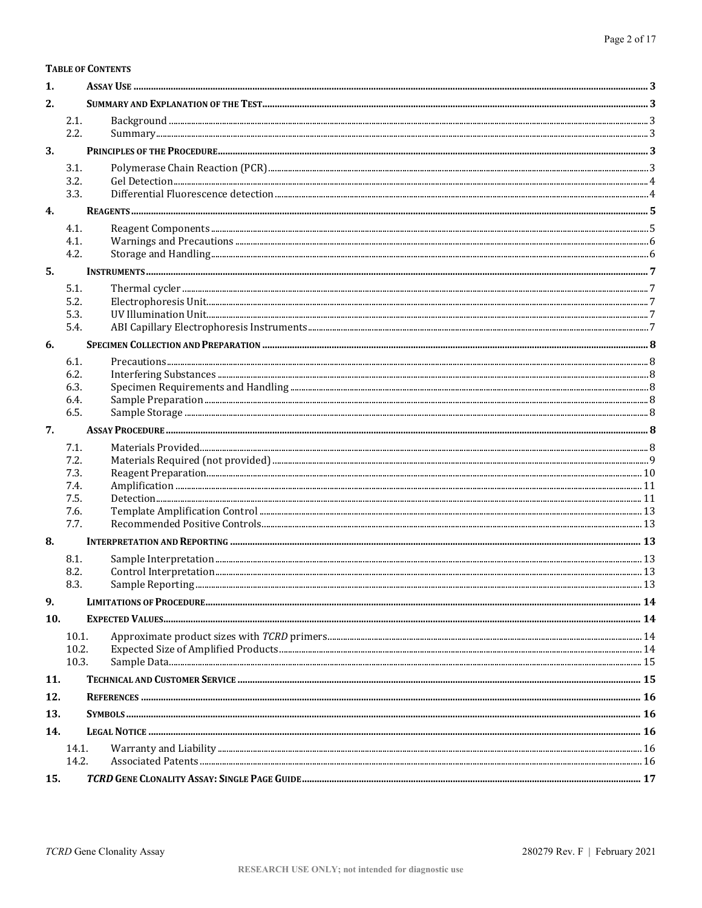**TABLE OF CONTENTS**

| | | |
|---|---|---|
| **1.** | **ASSAY USE** | **3** |
| **2.** | **SUMMARY AND EXPLANATION OF THE TEST** | **3** |
| 2.1. | Background | 3 |
| 2.2. | Summary | 3 |
| **3.** | **PRINCIPLES OF THE PROCEDURE** | **3** |
| 3.1. | Polymerase Chain Reaction (PCR) | 3 |
| 3.2. | Gel Detection | 4 |
| 3.3. | Differential Fluorescence detection | 4 |
| **4.** | **REAGENTS** | **5** |
| 4.1. | Reagent Components | 5 |
| 4.1. | Warnings and Precautions | 6 |
| 4.2. | Storage and Handling | 6 |
| **5.** | **INSTRUMENTS** | **7** |
| 5.1. | Thermal cycler | 7 |
| 5.2. | Electrophoresis Unit | 7 |
| 5.3. | UV Illumination Unit | 7 |
| 5.4. | ABI Capillary Electrophoresis Instruments | 7 |
| **6.** | **SPECIMEN COLLECTION AND PREPARATION** | **8** |
| 6.1. | Precautions | 8 |
| 6.2. | Interfering Substances | 8 |
| 6.3. | Specimen Requirements and Handling | 8 |
| 6.4. | Sample Preparation | 8 |
| 6.5. | Sample Storage | 8 |
| **7.** | **ASSAY PROCEDURE** | **8** |
| 7.1. | Materials Provided | 8 |
| 7.2. | Materials Required (not provided) | 9 |
| 7.3. | Reagent Preparation | 10 |
| 7.4. | Amplification | 11 |
| 7.5. | Detection | 11 |
| 7.6. | Template Amplification Control | 13 |
| 7.7. | Recommended Positive Controls | 13 |
| **8.** | **INTERPRETATION AND REPORTING** | **13** |
| 8.1. | Sample Interpretation | 13 |
| 8.2. | Control Interpretation | 13 |
| 8.3. | Sample Reporting | 13 |
| **9.** | **LIMITATIONS OF PROCEDURE** | **14** |
| **10.** | **EXPECTED VALUES** | **14** |
| 10.1. | Approximate product sizes with *TCRD* primers | 14 |
| 10.2. | Expected Size of Amplified Products | 14 |
| 10.3. | Sample Data | 15 |
| **11.** | **TECHNICAL AND CUSTOMER SERVICE** | **15** |
| **12.** | **REFERENCES** | **16** |
| **13.** | **SYMBOLS** | **16** |
| **14.** | **LEGAL NOTICE** | **16** |
| 14.1. | Warranty and Liability | 16 |
| 14.2. | Associated Patents | 16 |
| **15.** | ***TCRD* GENE CLONALITY ASSAY: SINGLE PAGE GUIDE** | **17** |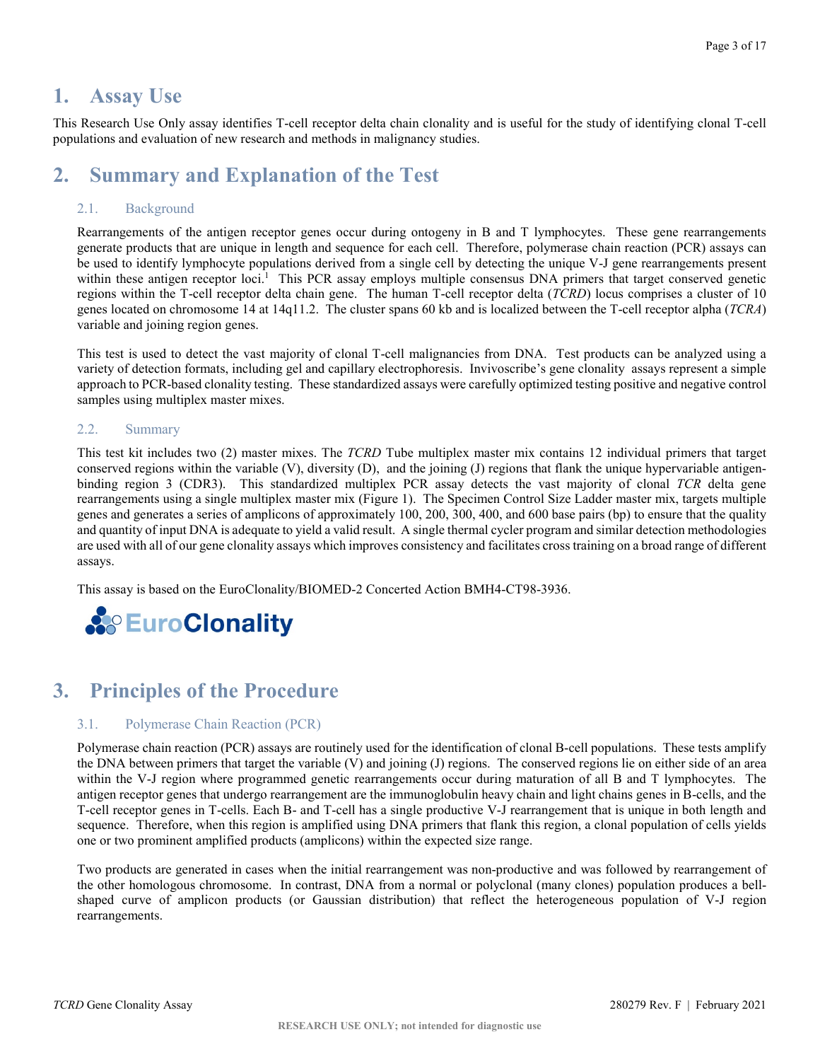# 1. Assay Use

This Research Use Only assay identifies T-cell receptor delta chain clonality and is useful for the study of identifying clonal T-cell populations and evaluation of new research and methods in malignancy studies.

# 2. Summary and Explanation of the Test

## 2.1. Background

Rearrangements of the antigen receptor genes occur during ontogeny in B and T lymphocytes. These gene rearrangements generate products that are unique in length and sequence for each cell. Therefore, polymerase chain reaction (PCR) assays can be used to identify lymphocyte populations derived from a single cell by detecting the unique V-J gene rearrangements present within these antigen receptor loci.[1] This PCR assay employs multiple consensus DNA primers that target conserved genetic regions within the T-cell receptor delta chain gene. The human T-cell receptor delta (*TCRD*) locus comprises a cluster of 10 genes located on chromosome 14 at 14q11.2. The cluster spans 60 kb and is localized between the T-cell receptor alpha (*TCRA*) variable and joining region genes.

This test is used to detect the vast majority of clonal T-cell malignancies from DNA. Test products can be analyzed using a variety of detection formats, including gel and capillary electrophoresis. Invivoscribe's gene clonality assays represent a simple approach to PCR-based clonality testing. These standardized assays were carefully optimized testing positive and negative control samples using multiplex master mixes.

## 2.2. Summary

This test kit includes two (2) master mixes. The *TCRD* Tube multiplex master mix contains 12 individual primers that target conserved regions within the variable (V), diversity (D), and the joining (J) regions that flank the unique hypervariable antigen-binding region 3 (CDR3). This standardized multiplex PCR assay detects the vast majority of clonal *TCR* delta gene rearrangements using a single multiplex master mix (Figure 1). The Specimen Control Size Ladder master mix, targets multiple genes and generates a series of amplicons of approximately 100, 200, 300, 400, and 600 base pairs (bp) to ensure that the quality and quantity of input DNA is adequate to yield a valid result. A single thermal cycler program and similar detection methodologies are used with all of our gene clonality assays which improves consistency and facilitates cross training on a broad range of different assays.

This assay is based on the EuroClonality/BIOMED-2 Concerted Action BMH4-CT98-3936.

EuroClonality

# 3. Principles of the Procedure

## 3.1. Polymerase Chain Reaction (PCR)

Polymerase chain reaction (PCR) assays are routinely used for the identification of clonal B-cell populations. These tests amplify the DNA between primers that target the variable (V) and joining (J) regions. The conserved regions lie on either side of an area within the V-J region where programmed genetic rearrangements occur during maturation of all B and T lymphocytes. The antigen receptor genes that undergo rearrangement are the immunoglobulin heavy chain and light chains genes in B-cells, and the T-cell receptor genes in T-cells. Each B- and T-cell has a single productive V-J rearrangement that is unique in both length and sequence. Therefore, when this region is amplified using DNA primers that flank this region, a clonal population of cells yields one or two prominent amplified products (amplicons) within the expected size range.

Two products are generated in cases when the initial rearrangement was non-productive and was followed by rearrangement of the other homologous chromosome. In contrast, DNA from a normal or polyclonal (many clones) population produces a bell-shaped curve of amplicon products (or Gaussian distribution) that reflect the heterogeneous population of V-J region rearrangements.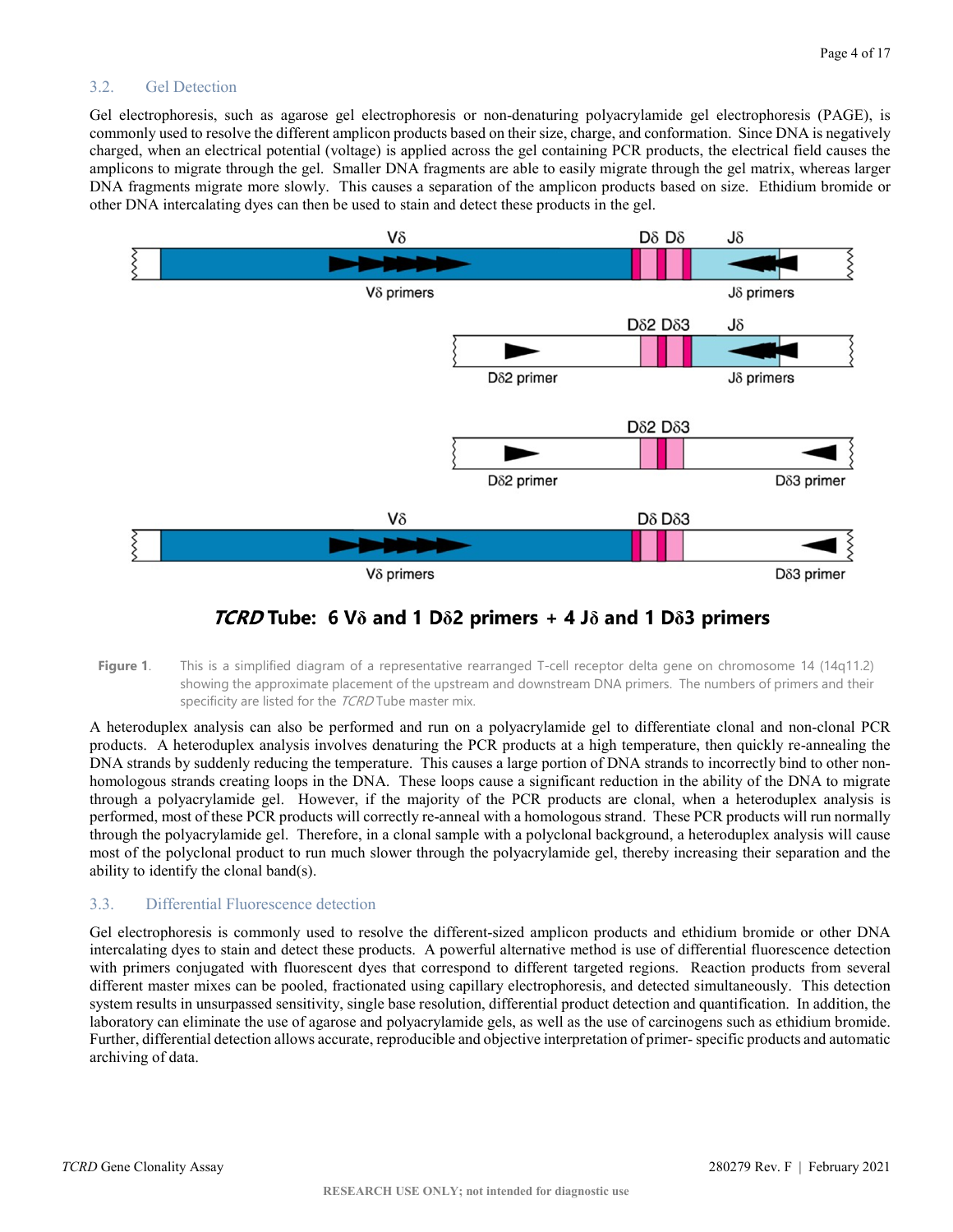### 3.2. Gel Detection

Gel electrophoresis, such as agarose gel electrophoresis or non-denaturing polyacrylamide gel electrophoresis (PAGE), is commonly used to resolve the different amplicon products based on their size, charge, and conformation. Since DNA is negatively charged, when an electrical potential (voltage) is applied across the gel containing PCR products, the electrical field causes the amplicons to migrate through the gel. Smaller DNA fragments are able to easily migrate through the gel matrix, whereas larger DNA fragments migrate more slowly. This causes a separation of the amplicon products based on size. Ethidium bromide or other DNA intercalating dyes can then be used to stain and detect these products in the gel.

Vδ — Dδ Dδ — Jδ
Vδ primers — Jδ primers

Dδ2 Dδ3 — Jδ
Dδ2 primer — Jδ primers

Dδ2 Dδ3
Dδ2 primer — Dδ3 primer

Vδ — Dδ Dδ3
Vδ primers — Dδ3 primer

***TCRD* Tube: 6 Vδ and 1 Dδ2 primers + 4 Jδ and 1 Dδ3 primers**

**Figure 1**. This is a simplified diagram of a representative rearranged T-cell receptor delta gene on chromosome 14 (14q11.2) showing the approximate placement of the upstream and downstream DNA primers. The numbers of primers and their specificity are listed for the *TCRD* Tube master mix.

A heteroduplex analysis can also be performed and run on a polyacrylamide gel to differentiate clonal and non-clonal PCR products. A heteroduplex analysis involves denaturing the PCR products at a high temperature, then quickly re-annealing the DNA strands by suddenly reducing the temperature. This causes a large portion of DNA strands to incorrectly bind to other non-homologous strands creating loops in the DNA. These loops cause a significant reduction in the ability of the DNA to migrate through a polyacrylamide gel. However, if the majority of the PCR products are clonal, when a heteroduplex analysis is performed, most of these PCR products will correctly re-anneal with a homologous strand. These PCR products will run normally through the polyacrylamide gel. Therefore, in a clonal sample with a polyclonal background, a heteroduplex analysis will cause most of the polyclonal product to run much slower through the polyacrylamide gel, thereby increasing their separation and the ability to identify the clonal band(s).

### 3.3. Differential Fluorescence detection

Gel electrophoresis is commonly used to resolve the different-sized amplicon products and ethidium bromide or other DNA intercalating dyes to stain and detect these products. A powerful alternative method is use of differential fluorescence detection with primers conjugated with fluorescent dyes that correspond to different targeted regions. Reaction products from several different master mixes can be pooled, fractionated using capillary electrophoresis, and detected simultaneously. This detection system results in unsurpassed sensitivity, single base resolution, differential product detection and quantification. In addition, the laboratory can eliminate the use of agarose and polyacrylamide gels, as well as the use of carcinogens such as ethidium bromide. Further, differential detection allows accurate, reproducible and objective interpretation of primer- specific products and automatic archiving of data.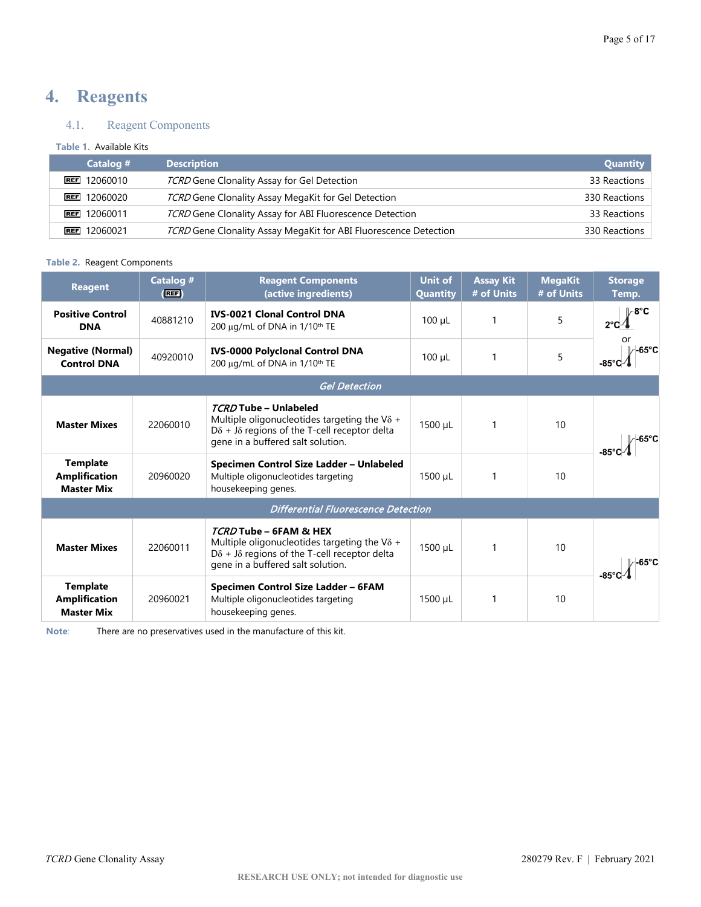# 4. Reagents

## 4.1. Reagent Components

**Table 1.** Available Kits

| Catalog # | Description | Quantity |
|---|---|---|
| REF 12060010 | *TCRD* Gene Clonality Assay for Gel Detection | 33 Reactions |
| REF 12060020 | *TCRD* Gene Clonality Assay MegaKit for Gel Detection | 330 Reactions |
| REF 12060011 | *TCRD* Gene Clonality Assay for ABI Fluorescence Detection | 33 Reactions |
| REF 12060021 | *TCRD* Gene Clonality Assay MegaKit for ABI Fluorescence Detection | 330 Reactions |

**Table 2.** Reagent Components

| Reagent | Catalog # (REF) | Reagent Components (active ingredients) | Unit of Quantity | Assay Kit # of Units | MegaKit # of Units | Storage Temp. |
|---|---|---|---|---|---|---|
| **Positive Control DNA** | 40881210 | **IVS-0021 Clonal Control DNA** 200 µg/mL of DNA in 1/10th TE | 100 µL | 1 | 5 | 2°C – 8°C or -85°C – -65°C |
| **Negative (Normal) Control DNA** | 40920010 | **IVS-0000 Polyclonal Control DNA** 200 µg/mL of DNA in 1/10th TE | 100 µL | 1 | 5 | |
| *Gel Detection* | | | | | | |
| **Master Mixes** | 22060010 | ***TCRD* Tube – Unlabeled** Multiple oligonucleotides targeting the Vδ + Dδ + Jδ regions of the T-cell receptor delta gene in a buffered salt solution. | 1500 µL | 1 | 10 | -85°C – -65°C |
| **Template Amplification Master Mix** | 20960020 | **Specimen Control Size Ladder – Unlabeled** Multiple oligonucleotides targeting housekeeping genes. | 1500 µL | 1 | 10 | |
| *Differential Fluorescence Detection* | | | | | | |
| **Master Mixes** | 22060011 | ***TCRD* Tube – 6FAM & HEX** Multiple oligonucleotides targeting the Vδ + Dδ + Jδ regions of the T-cell receptor delta gene in a buffered salt solution. | 1500 µL | 1 | 10 | -85°C – -65°C |
| **Template Amplification Master Mix** | 20960021 | **Specimen Control Size Ladder – 6FAM** Multiple oligonucleotides targeting housekeeping genes. | 1500 µL | 1 | 10 | |

**Note**: There are no preservatives used in the manufacture of this kit.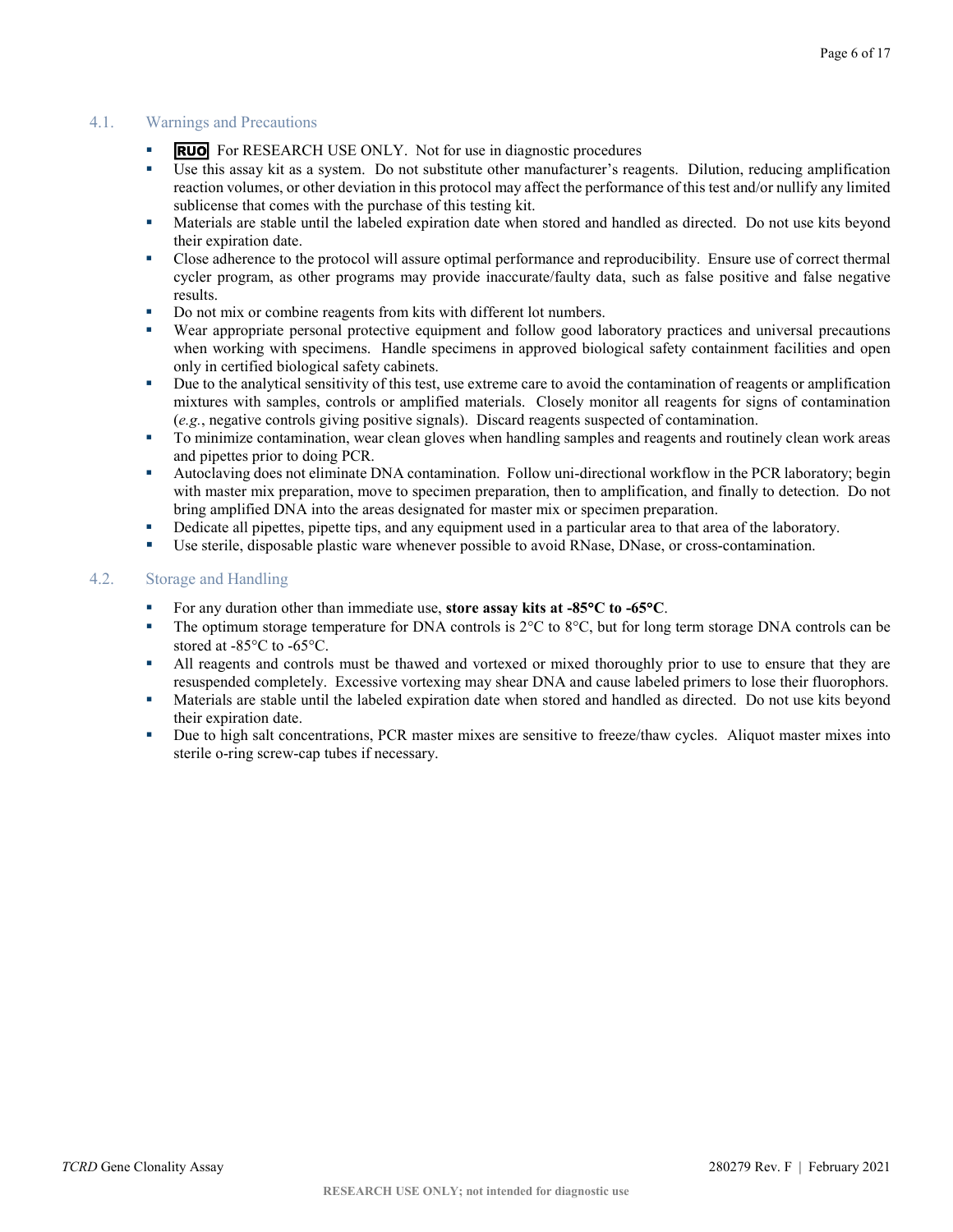## 4.1. Warnings and Precautions

- **RUO** For RESEARCH USE ONLY. Not for use in diagnostic procedures
- Use this assay kit as a system. Do not substitute other manufacturer's reagents. Dilution, reducing amplification reaction volumes, or other deviation in this protocol may affect the performance of this test and/or nullify any limited sublicense that comes with the purchase of this testing kit.
- Materials are stable until the labeled expiration date when stored and handled as directed. Do not use kits beyond their expiration date.
- Close adherence to the protocol will assure optimal performance and reproducibility. Ensure use of correct thermal cycler program, as other programs may provide inaccurate/faulty data, such as false positive and false negative results.
- Do not mix or combine reagents from kits with different lot numbers.
- Wear appropriate personal protective equipment and follow good laboratory practices and universal precautions when working with specimens. Handle specimens in approved biological safety containment facilities and open only in certified biological safety cabinets.
- Due to the analytical sensitivity of this test, use extreme care to avoid the contamination of reagents or amplification mixtures with samples, controls or amplified materials. Closely monitor all reagents for signs of contamination (*e.g.*, negative controls giving positive signals). Discard reagents suspected of contamination.
- To minimize contamination, wear clean gloves when handling samples and reagents and routinely clean work areas and pipettes prior to doing PCR.
- Autoclaving does not eliminate DNA contamination. Follow uni-directional workflow in the PCR laboratory; begin with master mix preparation, move to specimen preparation, then to amplification, and finally to detection. Do not bring amplified DNA into the areas designated for master mix or specimen preparation.
- Dedicate all pipettes, pipette tips, and any equipment used in a particular area to that area of the laboratory.
- Use sterile, disposable plastic ware whenever possible to avoid RNase, DNase, or cross-contamination.

## 4.2. Storage and Handling

- For any duration other than immediate use, **store assay kits at -85°C to -65°C**.
- The optimum storage temperature for DNA controls is 2°C to 8°C, but for long term storage DNA controls can be stored at -85°C to -65°C.
- All reagents and controls must be thawed and vortexed or mixed thoroughly prior to use to ensure that they are resuspended completely. Excessive vortexing may shear DNA and cause labeled primers to lose their fluorophors.
- Materials are stable until the labeled expiration date when stored and handled as directed. Do not use kits beyond their expiration date.
- Due to high salt concentrations, PCR master mixes are sensitive to freeze/thaw cycles. Aliquot master mixes into sterile o-ring screw-cap tubes if necessary.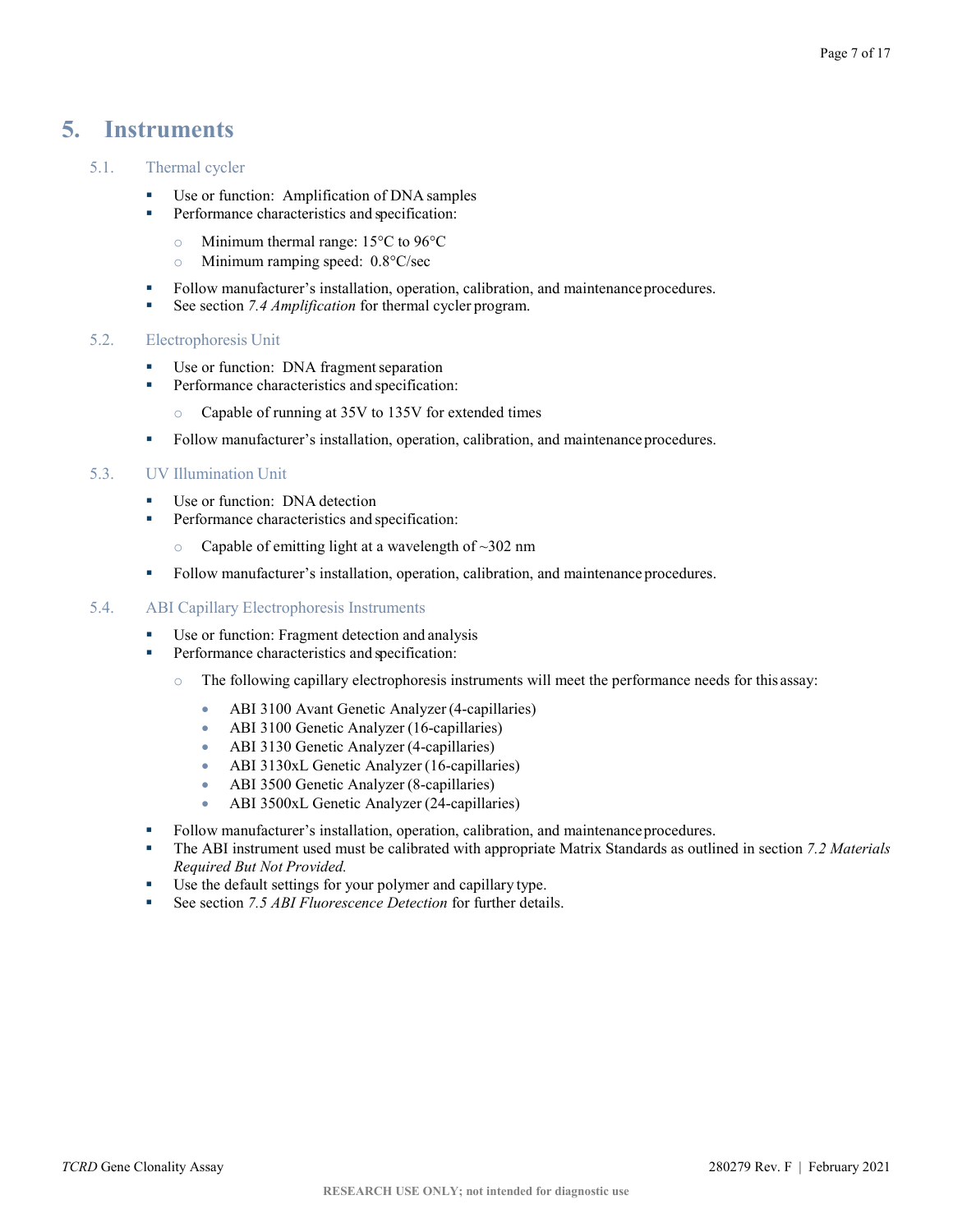# 5. Instruments

## 5.1. Thermal cycler

- Use or function: Amplification of DNA samples
- Performance characteristics and specification:
  - Minimum thermal range: 15°C to 96°C
  - Minimum ramping speed: 0.8°C/sec
- Follow manufacturer's installation, operation, calibration, and maintenance procedures.
- See section *7.4 Amplification* for thermal cycler program.

## 5.2. Electrophoresis Unit

- Use or function: DNA fragment separation
- Performance characteristics and specification:
  - Capable of running at 35V to 135V for extended times
- Follow manufacturer's installation, operation, calibration, and maintenance procedures.

## 5.3. UV Illumination Unit

- Use or function: DNA detection
- Performance characteristics and specification:
  - Capable of emitting light at a wavelength of ~302 nm
- Follow manufacturer's installation, operation, calibration, and maintenance procedures.

## 5.4. ABI Capillary Electrophoresis Instruments

- Use or function: Fragment detection and analysis
- Performance characteristics and specification:
  - The following capillary electrophoresis instruments will meet the performance needs for this assay:
    - ABI 3100 Avant Genetic Analyzer (4-capillaries)
    - ABI 3100 Genetic Analyzer (16-capillaries)
    - ABI 3130 Genetic Analyzer (4-capillaries)
    - ABI 3130xL Genetic Analyzer (16-capillaries)
    - ABI 3500 Genetic Analyzer (8-capillaries)
    - ABI 3500xL Genetic Analyzer (24-capillaries)
- Follow manufacturer's installation, operation, calibration, and maintenance procedures.
- The ABI instrument used must be calibrated with appropriate Matrix Standards as outlined in section *7.2 Materials Required But Not Provided.*
- Use the default settings for your polymer and capillary type.
- See section *7.5 ABI Fluorescence Detection* for further details.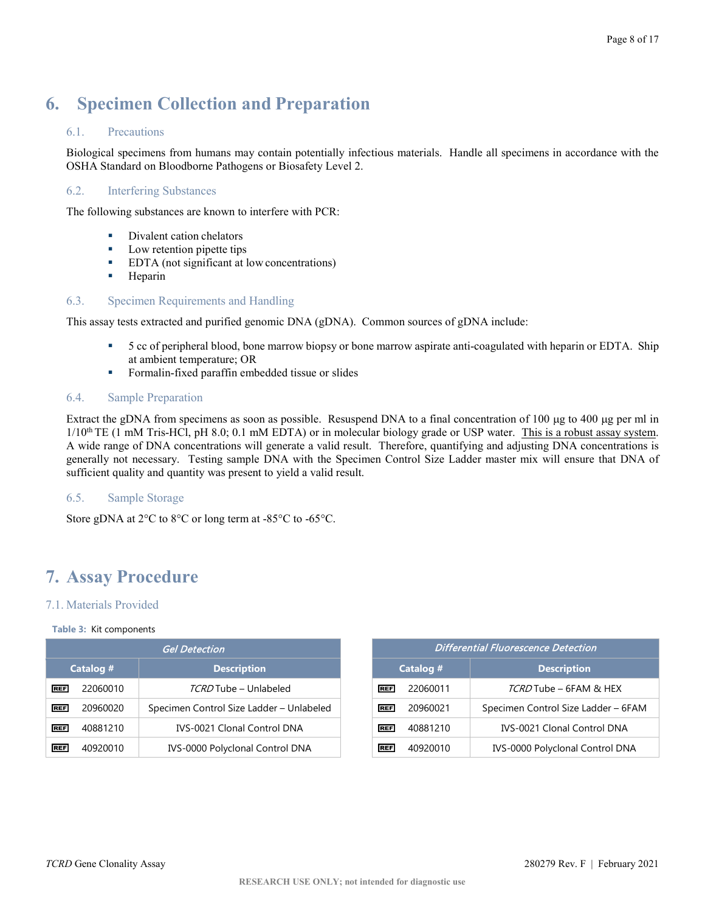# 6. Specimen Collection and Preparation

## 6.1. Precautions

Biological specimens from humans may contain potentially infectious materials. Handle all specimens in accordance with the OSHA Standard on Bloodborne Pathogens or Biosafety Level 2.

## 6.2. Interfering Substances

The following substances are known to interfere with PCR:

- Divalent cation chelators
- Low retention pipette tips
- EDTA (not significant at low concentrations)
- Heparin

## 6.3. Specimen Requirements and Handling

This assay tests extracted and purified genomic DNA (gDNA). Common sources of gDNA include:

- 5 cc of peripheral blood, bone marrow biopsy or bone marrow aspirate anti-coagulated with heparin or EDTA. Ship at ambient temperature; OR
- Formalin-fixed paraffin embedded tissue or slides

## 6.4. Sample Preparation

Extract the gDNA from specimens as soon as possible. Resuspend DNA to a final concentration of 100 µg to 400 µg per ml in 1/10th TE (1 mM Tris-HCl, pH 8.0; 0.1 mM EDTA) or in molecular biology grade or USP water. <u>This is a robust assay system</u>. A wide range of DNA concentrations will generate a valid result. Therefore, quantifying and adjusting DNA concentrations is generally not necessary. Testing sample DNA with the Specimen Control Size Ladder master mix will ensure that DNA of sufficient quality and quantity was present to yield a valid result.

## 6.5. Sample Storage

Store gDNA at 2°C to 8°C or long term at -85°C to -65°C.

# 7. Assay Procedure

## 7.1. Materials Provided

**Table 3:** Kit components

| Gel Detection | |
|---|---|
| **Catalog #** | **Description** |
| REF 22060010 | *TCRD* Tube – Unlabeled |
| REF 20960020 | Specimen Control Size Ladder – Unlabeled |
| REF 40881210 | IVS-0021 Clonal Control DNA |
| REF 40920010 | IVS-0000 Polyclonal Control DNA |

| Differential Fluorescence Detection | |
|---|---|
| **Catalog #** | **Description** |
| REF 22060011 | *TCRD* Tube – 6FAM & HEX |
| REF 20960021 | Specimen Control Size Ladder – 6FAM |
| REF 40881210 | IVS-0021 Clonal Control DNA |
| REF 40920010 | IVS-0000 Polyclonal Control DNA |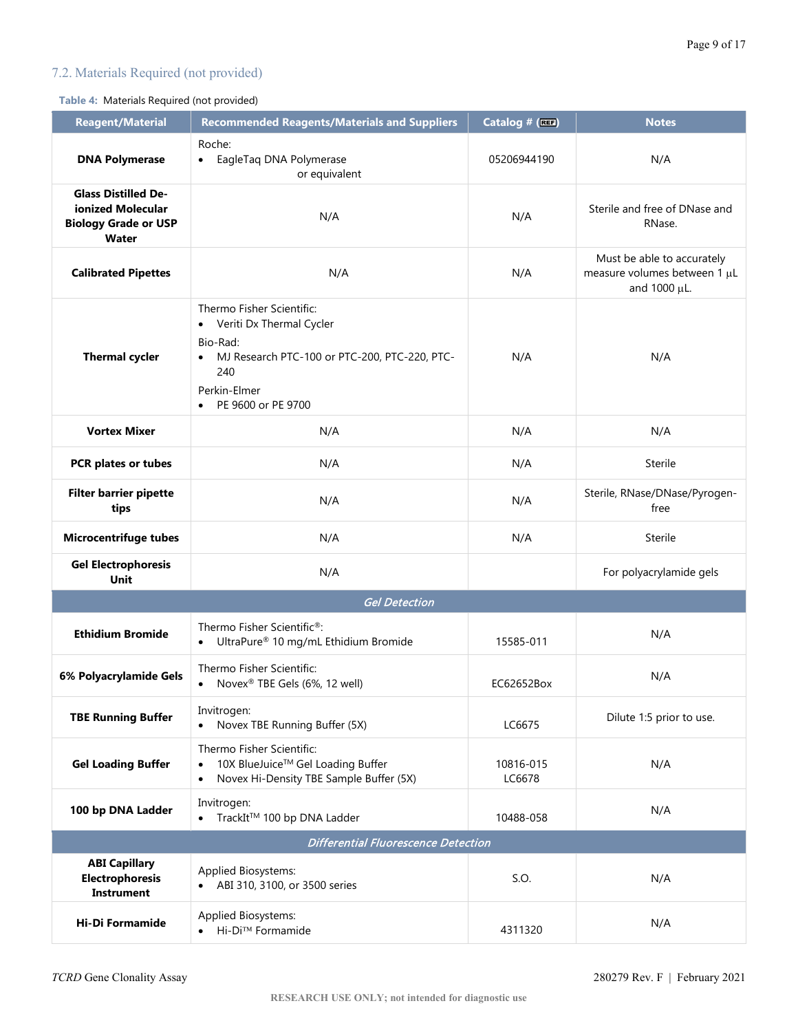## 7.2. Materials Required (not provided)

**Table 4:** Materials Required (not provided)

| Reagent/Material | Recommended Reagents/Materials and Suppliers | Catalog # (REF) | Notes |
|---|---|---|---|
| **DNA Polymerase** | Roche:<br>• EagleTaq DNA Polymerase<br>or equivalent | 05206944190 | N/A |
| **Glass Distilled De-ionized Molecular Biology Grade or USP Water** | N/A | N/A | Sterile and free of DNase and RNase. |
| **Calibrated Pipettes** | N/A | N/A | Must be able to accurately measure volumes between 1 µL and 1000 µL. |
| **Thermal cycler** | Thermo Fisher Scientific:<br>• Veriti Dx Thermal Cycler<br>Bio-Rad:<br>• MJ Research PTC-100 or PTC-200, PTC-220, PTC-240<br>Perkin-Elmer<br>• PE 9600 or PE 9700 | N/A | N/A |
| **Vortex Mixer** | N/A | N/A | N/A |
| **PCR plates or tubes** | N/A | N/A | Sterile |
| **Filter barrier pipette tips** | N/A | N/A | Sterile, RNase/DNase/Pyrogen-free |
| **Microcentrifuge tubes** | N/A | N/A | Sterile |
| **Gel Electrophoresis Unit** | N/A | | For polyacrylamide gels |
| *Gel Detection* | | | |
| **Ethidium Bromide** | Thermo Fisher Scientific®:<br>• UltraPure® 10 mg/mL Ethidium Bromide | 15585-011 | N/A |
| **6% Polyacrylamide Gels** | Thermo Fisher Scientific:<br>• Novex® TBE Gels (6%, 12 well) | EC62652Box | N/A |
| **TBE Running Buffer** | Invitrogen:<br>• Novex TBE Running Buffer (5X) | LC6675 | Dilute 1:5 prior to use. |
| **Gel Loading Buffer** | Thermo Fisher Scientific:<br>• 10X BlueJuice™ Gel Loading Buffer<br>• Novex Hi-Density TBE Sample Buffer (5X) | 10816-015<br>LC6678 | N/A |
| **100 bp DNA Ladder** | Invitrogen:<br>• TrackIt™ 100 bp DNA Ladder | 10488-058 | N/A |
| *Differential Fluorescence Detection* | | | |
| **ABI Capillary Electrophoresis Instrument** | Applied Biosystems:<br>• ABI 310, 3100, or 3500 series | S.O. | N/A |
| **Hi-Di Formamide** | Applied Biosystems:<br>• Hi-Di™ Formamide | 4311320 | N/A |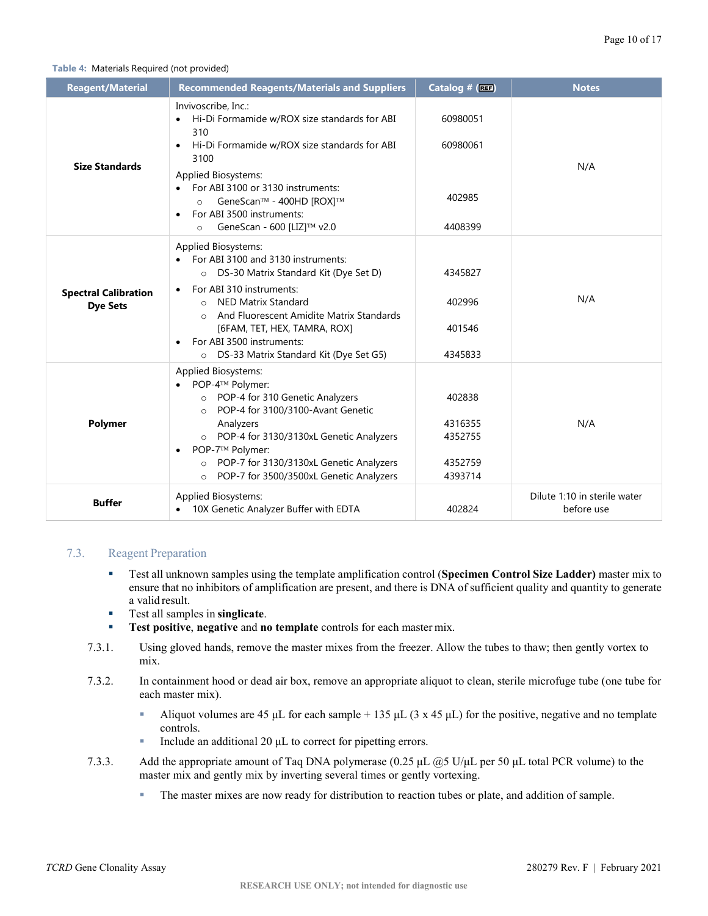**Table 4:** Materials Required (not provided)

| Reagent/Material | Recommended Reagents/Materials and Suppliers | Catalog # (REF) | Notes |
|---|---|---|---|
| **Size Standards** | Invivoscribe, Inc.:<br>• Hi-Di Formamide w/ROX size standards for ABI 310<br>• Hi-Di Formamide w/ROX size standards for ABI 3100<br>Applied Biosystems:<br>• For ABI 3100 or 3130 instruments:<br>  ○ GeneScan™ - 400HD [ROX]™<br>• For ABI 3500 instruments:<br>  ○ GeneScan - 600 [LIZ]™ v2.0 | <br>60980051<br>60980061<br><br><br>402985<br><br>4408399 | N/A |
| **Spectral Calibration Dye Sets** | Applied Biosystems:<br>• For ABI 3100 and 3130 instruments:<br>  ○ DS-30 Matrix Standard Kit (Dye Set D)<br>• For ABI 310 instruments:<br>  ○ NED Matrix Standard<br>  ○ And Fluorescent Amidite Matrix Standards [6FAM, TET, HEX, TAMRA, ROX]<br>• For ABI 3500 instruments:<br>  ○ DS-33 Matrix Standard Kit (Dye Set G5) | <br><br>4345827<br><br>402996<br>401546<br><br>4345833 | N/A |
| **Polymer** | Applied Biosystems:<br>• POP-4™ Polymer:<br>  ○ POP-4 for 310 Genetic Analyzers<br>  ○ POP-4 for 3100/3100-Avant Genetic Analyzers<br>  ○ POP-4 for 3130/3130xL Genetic Analyzers<br>• POP-7™ Polymer:<br>  ○ POP-7 for 3130/3130xL Genetic Analyzers<br>  ○ POP-7 for 3500/3500xL Genetic Analyzers | <br><br>402838<br>4316355<br>4352755<br><br>4352759<br>4393714 | N/A |
| **Buffer** | Applied Biosystems:<br>• 10X Genetic Analyzer Buffer with EDTA | 402824 | Dilute 1:10 in sterile water before use |

## 7.3. Reagent Preparation

- Test all unknown samples using the template amplification control (**Specimen Control Size Ladder)** master mix to ensure that no inhibitors of amplification are present, and there is DNA of sufficient quality and quantity to generate a valid result.
- Test all samples in **singlicate**.
- **Test positive**, **negative** and **no template** controls for each master mix.

7.3.1. Using gloved hands, remove the master mixes from the freezer. Allow the tubes to thaw; then gently vortex to mix.

7.3.2. In containment hood or dead air box, remove an appropriate aliquot to clean, sterile microfuge tube (one tube for each master mix).

- Aliquot volumes are 45 µL for each sample + 135 µL (3 x 45 µL) for the positive, negative and no template controls.
- Include an additional 20 µL to correct for pipetting errors.

7.3.3. Add the appropriate amount of Taq DNA polymerase (0.25 µL @5 U/µL per 50 µL total PCR volume) to the master mix and gently mix by inverting several times or gently vortexing.

- The master mixes are now ready for distribution to reaction tubes or plate, and addition of sample.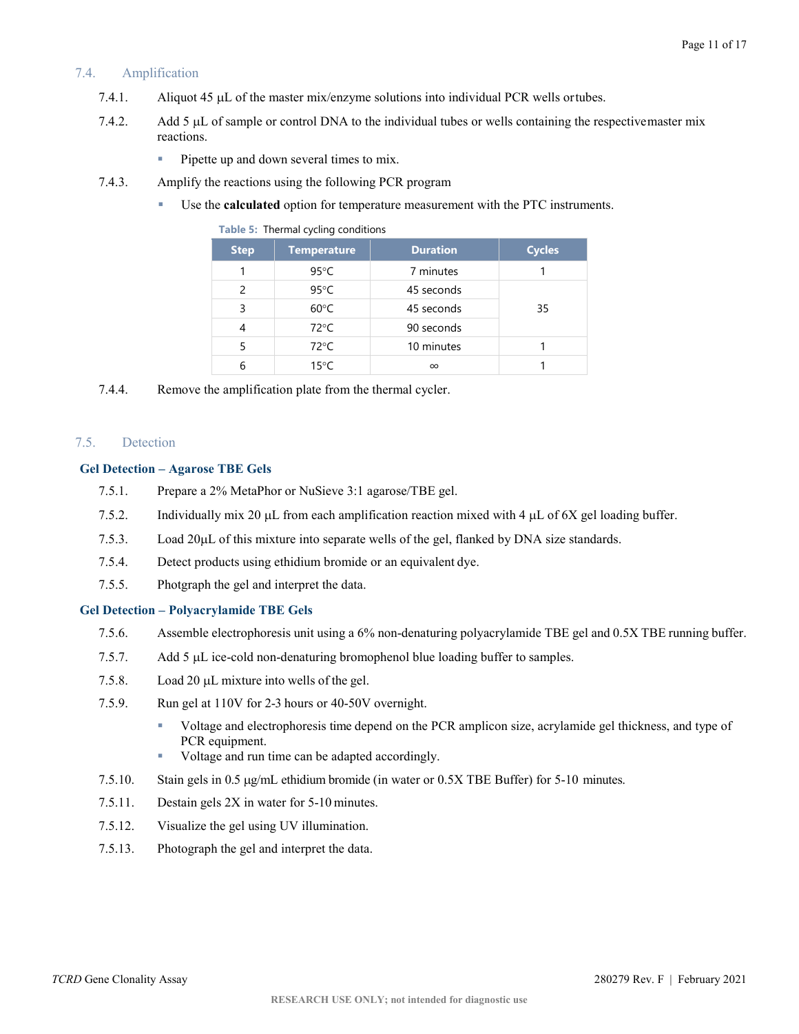## 7.4. Amplification

7.4.1. Aliquot 45 µL of the master mix/enzyme solutions into individual PCR wells or tubes.

7.4.2. Add 5 µL of sample or control DNA to the individual tubes or wells containing the respective master mix reactions.

- Pipette up and down several times to mix.

7.4.3. Amplify the reactions using the following PCR program

- Use the **calculated** option for temperature measurement with the PTC instruments.

**Table 5:** Thermal cycling conditions

| Step | Temperature | Duration | Cycles |
|---|---|---|---|
| 1 | 95°C | 7 minutes | 1 |
| 2 | 95°C | 45 seconds | 35 |
| 3 | 60°C | 45 seconds | |
| 4 | 72°C | 90 seconds | |
| 5 | 72°C | 10 minutes | 1 |
| 6 | 15°C | ∞ | 1 |

7.4.4. Remove the amplification plate from the thermal cycler.

## 7.5. Detection

### Gel Detection – Agarose TBE Gels

7.5.1. Prepare a 2% MetaPhor or NuSieve 3:1 agarose/TBE gel.

7.5.2. Individually mix 20 µL from each amplification reaction mixed with 4 µL of 6X gel loading buffer.

7.5.3. Load 20µL of this mixture into separate wells of the gel, flanked by DNA size standards.

7.5.4. Detect products using ethidium bromide or an equivalent dye.

7.5.5. Photgraph the gel and interpret the data.

### Gel Detection – Polyacrylamide TBE Gels

7.5.6. Assemble electrophoresis unit using a 6% non-denaturing polyacrylamide TBE gel and 0.5X TBE running buffer.

7.5.7. Add 5 µL ice-cold non-denaturing bromophenol blue loading buffer to samples.

7.5.8. Load 20 µL mixture into wells of the gel.

7.5.9. Run gel at 110V for 2-3 hours or 40-50V overnight.

- Voltage and electrophoresis time depend on the PCR amplicon size, acrylamide gel thickness, and type of PCR equipment.
- Voltage and run time can be adapted accordingly.

7.5.10. Stain gels in 0.5 µg/mL ethidium bromide (in water or 0.5X TBE Buffer) for 5-10 minutes.

7.5.11. Destain gels 2X in water for 5-10 minutes.

7.5.12. Visualize the gel using UV illumination.

7.5.13. Photograph the gel and interpret the data.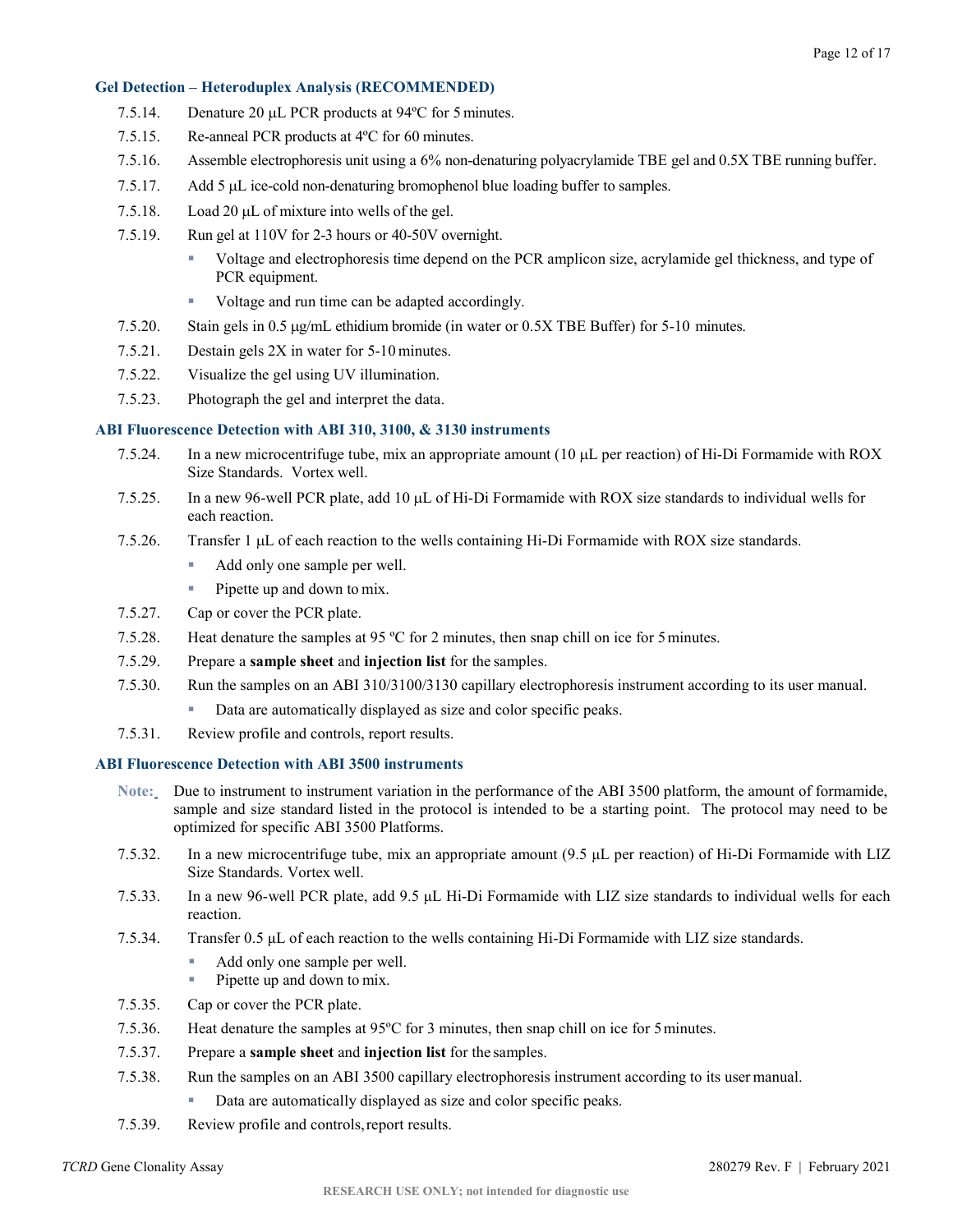### Gel Detection – Heteroduplex Analysis (RECOMMENDED)

7.5.14. Denature 20 µL PCR products at 94ºC for 5 minutes.

7.5.15. Re-anneal PCR products at 4ºC for 60 minutes.

7.5.16. Assemble electrophoresis unit using a 6% non-denaturing polyacrylamide TBE gel and 0.5X TBE running buffer.

7.5.17. Add 5 µL ice-cold non-denaturing bromophenol blue loading buffer to samples.

7.5.18. Load 20 µL of mixture into wells of the gel.

7.5.19. Run gel at 110V for 2-3 hours or 40-50V overnight.

- Voltage and electrophoresis time depend on the PCR amplicon size, acrylamide gel thickness, and type of PCR equipment.
- Voltage and run time can be adapted accordingly.

7.5.20. Stain gels in 0.5 µg/mL ethidium bromide (in water or 0.5X TBE Buffer) for 5-10 minutes.

7.5.21. Destain gels 2X in water for 5-10 minutes.

7.5.22. Visualize the gel using UV illumination.

7.5.23. Photograph the gel and interpret the data.

### ABI Fluorescence Detection with ABI 310, 3100, & 3130 instruments

7.5.24. In a new microcentrifuge tube, mix an appropriate amount (10 µL per reaction) of Hi-Di Formamide with ROX Size Standards. Vortex well.

7.5.25. In a new 96-well PCR plate, add 10 µL of Hi-Di Formamide with ROX size standards to individual wells for each reaction.

7.5.26. Transfer 1 µL of each reaction to the wells containing Hi-Di Formamide with ROX size standards.

- Add only one sample per well.
- Pipette up and down to mix.

7.5.27. Cap or cover the PCR plate.

7.5.28. Heat denature the samples at 95 ºC for 2 minutes, then snap chill on ice for 5 minutes.

7.5.29. Prepare a **sample sheet** and **injection list** for the samples.

7.5.30. Run the samples on an ABI 310/3100/3130 capillary electrophoresis instrument according to its user manual.

- Data are automatically displayed as size and color specific peaks.

7.5.31. Review profile and controls, report results.

### ABI Fluorescence Detection with ABI 3500 instruments

**Note:** Due to instrument to instrument variation in the performance of the ABI 3500 platform, the amount of formamide, sample and size standard listed in the protocol is intended to be a starting point. The protocol may need to be optimized for specific ABI 3500 Platforms.

7.5.32. In a new microcentrifuge tube, mix an appropriate amount (9.5 µL per reaction) of Hi-Di Formamide with LIZ Size Standards. Vortex well.

7.5.33. In a new 96-well PCR plate, add 9.5 µL Hi-Di Formamide with LIZ size standards to individual wells for each reaction.

7.5.34. Transfer 0.5 µL of each reaction to the wells containing Hi-Di Formamide with LIZ size standards.

- Add only one sample per well.
- Pipette up and down to mix.

7.5.35. Cap or cover the PCR plate.

7.5.36. Heat denature the samples at 95ºC for 3 minutes, then snap chill on ice for 5 minutes.

7.5.37. Prepare a **sample sheet** and **injection list** for the samples.

7.5.38. Run the samples on an ABI 3500 capillary electrophoresis instrument according to its user manual.

- Data are automatically displayed as size and color specific peaks.

7.5.39. Review profile and controls, report results.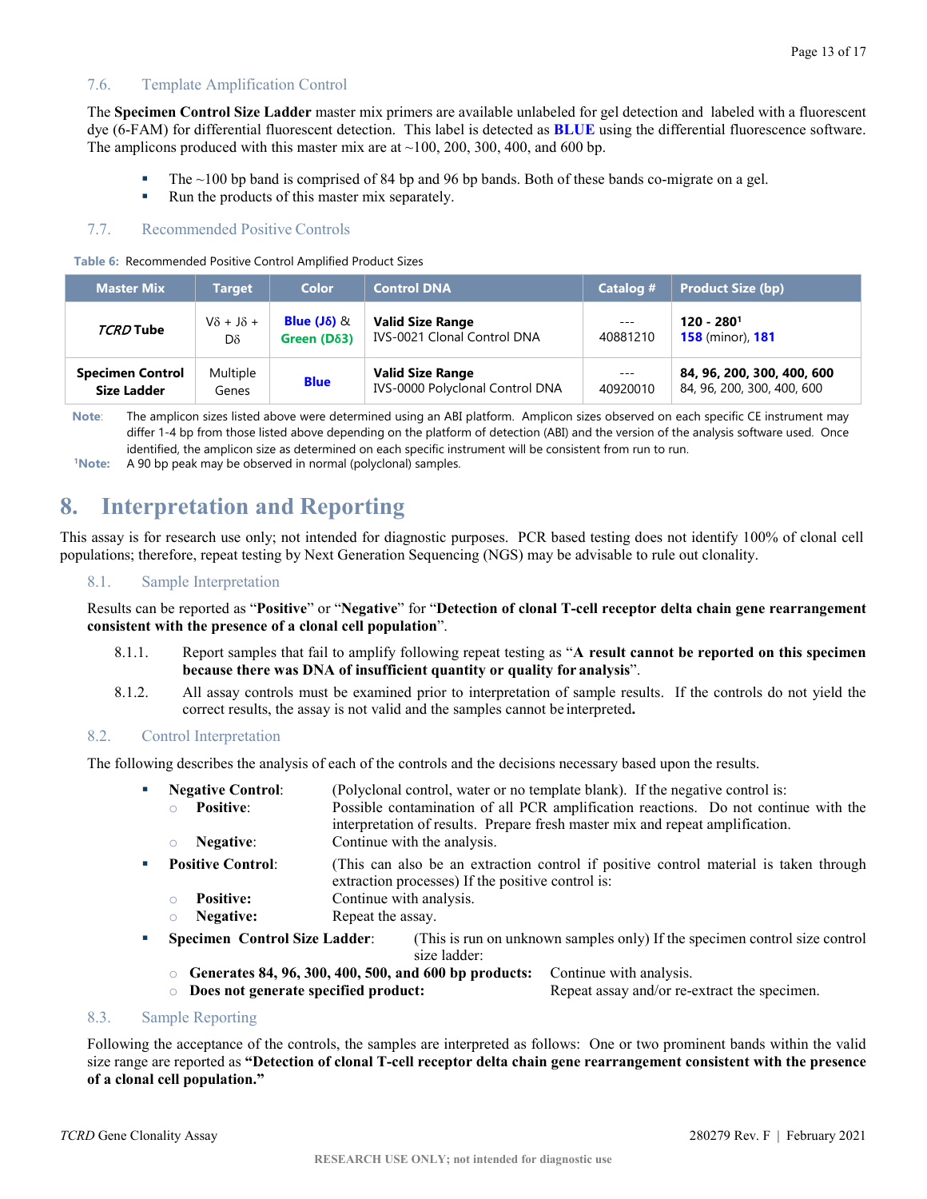### 7.6. Template Amplification Control

The **Specimen Control Size Ladder** master mix primers are available unlabeled for gel detection and labeled with a fluorescent dye (6-FAM) for differential fluorescent detection. This label is detected as **BLUE** using the differential fluorescence software. The amplicons produced with this master mix are at ~100, 200, 300, 400, and 600 bp.

- The ~100 bp band is comprised of 84 bp and 96 bp bands. Both of these bands co-migrate on a gel.
- Run the products of this master mix separately.

### 7.7. Recommended Positive Controls

**Table 6:** Recommended Positive Control Amplified Product Sizes

| Master Mix | Target | Color | Control DNA | Catalog # | Product Size (bp) |
|---|---|---|---|---|---|
| *TCRD* Tube | Vδ + Jδ + Dδ | **Blue (Jδ)** & **Green (Dδ3)** | **Valid Size Range** IVS-0021 Clonal Control DNA | --- 40881210 | **120 - 280**[1] **158** (minor), **181** |
| **Specimen Control Size Ladder** | Multiple Genes | **Blue** | **Valid Size Range** IVS-0000 Polyclonal Control DNA | --- 40920010 | **84, 96, 200, 300, 400, 600** 84, 96, 200, 300, 400, 600 |

**Note**: The amplicon sizes listed above were determined using an ABI platform. Amplicon sizes observed on each specific CE instrument may differ 1-4 bp from those listed above depending on the platform of detection (ABI) and the version of the analysis software used. Once identified, the amplicon size as determined on each specific instrument will be consistent from run to run.

[1]**Note:** A 90 bp peak may be observed in normal (polyclonal) samples.

# 8. Interpretation and Reporting

This assay is for research use only; not intended for diagnostic purposes. PCR based testing does not identify 100% of clonal cell populations; therefore, repeat testing by Next Generation Sequencing (NGS) may be advisable to rule out clonality.

### 8.1. Sample Interpretation

Results can be reported as "**Positive**" or "**Negative**" for "**Detection of clonal T-cell receptor delta chain gene rearrangement consistent with the presence of a clonal cell population**".

8.1.1. Report samples that fail to amplify following repeat testing as "**A result cannot be reported on this specimen because there was DNA of insufficient quantity or quality for analysis**".

8.1.2. All assay controls must be examined prior to interpretation of sample results. If the controls do not yield the correct results, the assay is not valid and the samples cannot be interpreted**.**

### 8.2. Control Interpretation

The following describes the analysis of each of the controls and the decisions necessary based upon the results.

- **Negative Control**: (Polyclonal control, water or no template blank). If the negative control is:
  - **Positive**: Possible contamination of all PCR amplification reactions. Do not continue with the interpretation of results. Prepare fresh master mix and repeat amplification.
  - **Negative**: Continue with the analysis.
- **Positive Control**: (This can also be an extraction control if positive control material is taken through extraction processes) If the positive control is:
  - **Positive:** Continue with analysis.
  - **Negative:** Repeat the assay.
- **Specimen Control Size Ladder**: (This is run on unknown samples only) If the specimen control size control size ladder:
  - **Generates 84, 96, 300, 400, 500, and 600 bp products:** Continue with analysis.
  - **Does not generate specified product:** Repeat assay and/or re-extract the specimen.

### 8.3. Sample Reporting

Following the acceptance of the controls, the samples are interpreted as follows: One or two prominent bands within the valid size range are reported as **"Detection of clonal T-cell receptor delta chain gene rearrangement consistent with the presence of a clonal cell population."**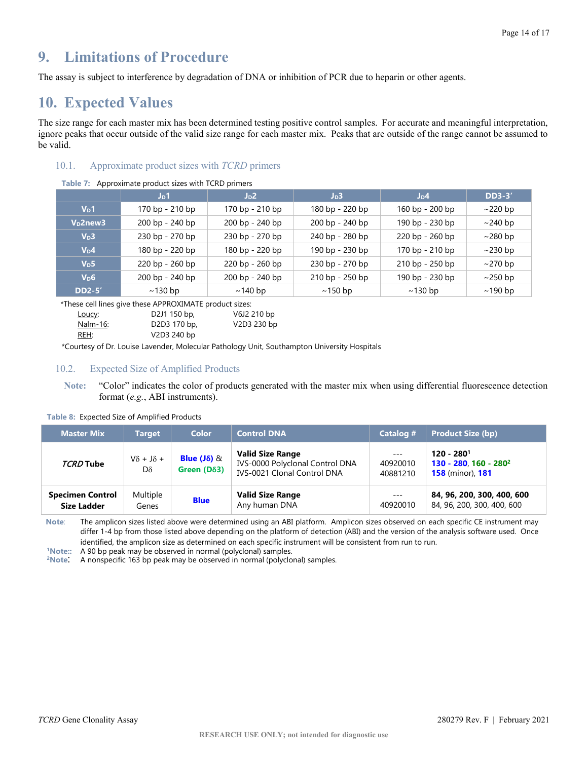# 9. Limitations of Procedure

The assay is subject to interference by degradation of DNA or inhibition of PCR due to heparin or other agents.

# 10. Expected Values

The size range for each master mix has been determined testing positive control samples. For accurate and meaningful interpretation, ignore peaks that occur outside of the valid size range for each master mix. Peaks that are outside of the range cannot be assumed to be valid.

## 10.1. Approximate product sizes with *TCRD* primers

**Table 7:** Approximate product sizes with TCRD primers

| | $J_D1$ | $J_D2$ | $J_D3$ | $J_D4$ | DD3-3′ |
|---|---|---|---|---|---|
| $V_D1$ | 170 bp - 210 bp | 170 bp - 210 bp | 180 bp - 220 bp | 160 bp - 200 bp | ~220 bp |
| $V_D2new3$ | 200 bp - 240 bp | 200 bp - 240 bp | 200 bp - 240 bp | 190 bp - 230 bp | ~240 bp |
| $V_D3$ | 230 bp - 270 bp | 230 bp - 270 bp | 240 bp - 280 bp | 220 bp - 260 bp | ~280 bp |
| $V_D4$ | 180 bp - 220 bp | 180 bp - 220 bp | 190 bp - 230 bp | 170 bp - 210 bp | ~230 bp |
| $V_D5$ | 220 bp - 260 bp | 220 bp - 260 bp | 230 bp - 270 bp | 210 bp - 250 bp | ~270 bp |
| $V_D6$ | 200 bp - 240 bp | 200 bp - 240 bp | 210 bp - 250 bp | 190 bp - 230 bp | ~250 bp |
| DD2-5′ | ~130 bp | ~140 bp | ~150 bp | ~130 bp | ~190 bp |

*These cell lines give these APPROXIMATE product sizes:

| | | |
|---|---|---|
| Loucy: | D2J1 150 bp, | V6J2 210 bp |
| Nalm-16: | D2D3 170 bp, | V2D3 230 bp |
| REH: | V2D3 240 bp | |

*Courtesy of Dr. Louise Lavender, Molecular Pathology Unit, Southampton University Hospitals

## 10.2. Expected Size of Amplified Products

**Note:** "Color" indicates the color of products generated with the master mix when using differential fluorescence detection format (*e.g.*, ABI instruments).

**Table 8:** Expected Size of Amplified Products

| Master Mix | Target | Color | Control DNA | Catalog # | Product Size (bp) |
|---|---|---|---|---|---|
| ***TCRD* Tube** | Vδ + Jδ + Dδ | **Blue (Jδ)** & **Green (Dδ3)** | **Valid Size Range**<br>IVS-0000 Polyclonal Control DNA<br>IVS-0021 Clonal Control DNA | ---<br>40920010<br>40881210 | **120 - 280**[1]<br>**130 - 280**, **160 - 280**[2]<br>**158** (minor), **181** |
| **Specimen Control Size Ladder** | Multiple Genes | **Blue** | **Valid Size Range**<br>Any human DNA | ---<br>40920010 | **84, 96, 200, 300, 400, 600**<br>84, 96, 200, 300, 400, 600 |

**Note**: The amplicon sizes listed above were determined using an ABI platform. Amplicon sizes observed on each specific CE instrument may differ 1-4 bp from those listed above depending on the platform of detection (ABI) and the version of the analysis software used. Once identified, the amplicon size as determined on each specific instrument will be consistent from run to run.

[1]**Note:**: A 90 bp peak may be observed in normal (polyclonal) samples.

[2]**Note**: A nonspecific 163 bp peak may be observed in normal (polyclonal) samples.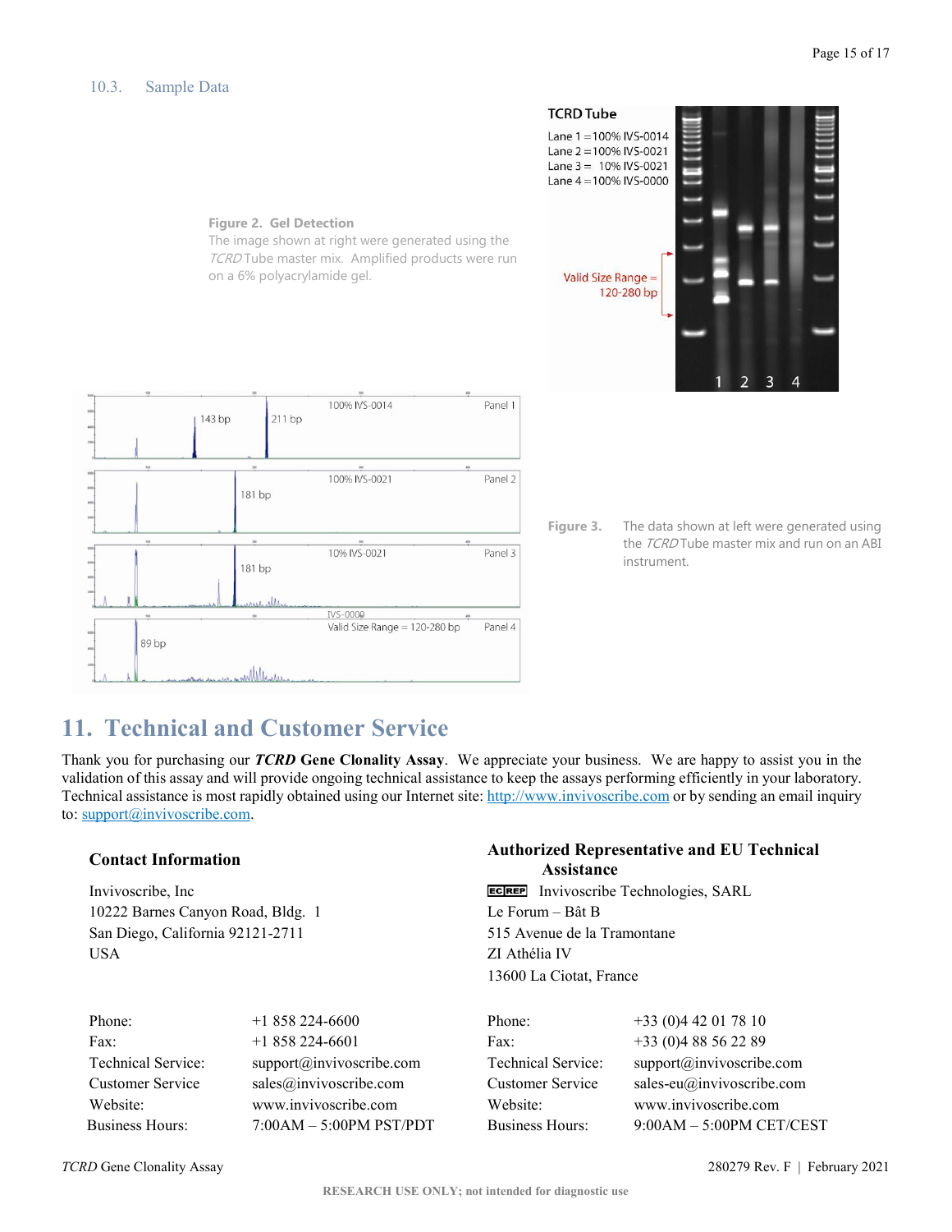### 10.3. Sample Data

**Figure 2. Gel Detection**
The image shown at right were generated using the *TCRD* Tube master mix. Amplified products were run on a 6% polyacrylamide gel.

TCRD Tube
Lane 1 = 100% IVS-0014
Lane 2 = 100% IVS-0021
Lane 3 = 10% IVS-0021
Lane 4 = 100% IVS-0000

Valid Size Range = 120-280 bp

**Figure 3.** The data shown at left were generated using the *TCRD* Tube master mix and run on an ABI instrument.

Panel 1: 100% IVS-0014 — 143 bp, 211 bp
Panel 2: 100% IVS-0021 — 181 bp
Panel 3: 10% IVS-0021 — 181 bp
Panel 4: IVS-0000 — Valid Size Range = 120-280 bp — 89 bp

## 11. Technical and Customer Service

Thank you for purchasing our ***TCRD*** **Gene Clonality Assay**. We appreciate your business. We are happy to assist you in the validation of this assay and will provide ongoing technical assistance to keep the assays performing efficiently in your laboratory. Technical assistance is most rapidly obtained using our Internet site: http://www.invivoscribe.com or by sending an email inquiry to: support@invivoscribe.com.

**Contact Information**

Invivoscribe, Inc
10222 Barnes Canyon Road, Bldg. 1
San Diego, California 92121-2711
USA

| | |
|---|---|
| Phone: | +1 858 224-6600 |
| Fax: | +1 858 224-6601 |
| Technical Service: | support@invivoscribe.com |
| Customer Service | sales@invivoscribe.com |
| Website: | www.invivoscribe.com |
| Business Hours: | 7:00AM – 5:00PM PST/PDT |

**Authorized Representative and EU Technical Assistance**

EC REP Invivoscribe Technologies, SARL
Le Forum – Bât B
515 Avenue de la Tramontane
ZI Athélia IV
13600 La Ciotat, France

| | |
|---|---|
| Phone: | +33 (0)4 42 01 78 10 |
| Fax: | +33 (0)4 88 56 22 89 |
| Technical Service: | support@invivoscribe.com |
| Customer Service | sales-eu@invivoscribe.com |
| Website: | www.invivoscribe.com |
| Business Hours: | 9:00AM – 5:00PM CET/CEST |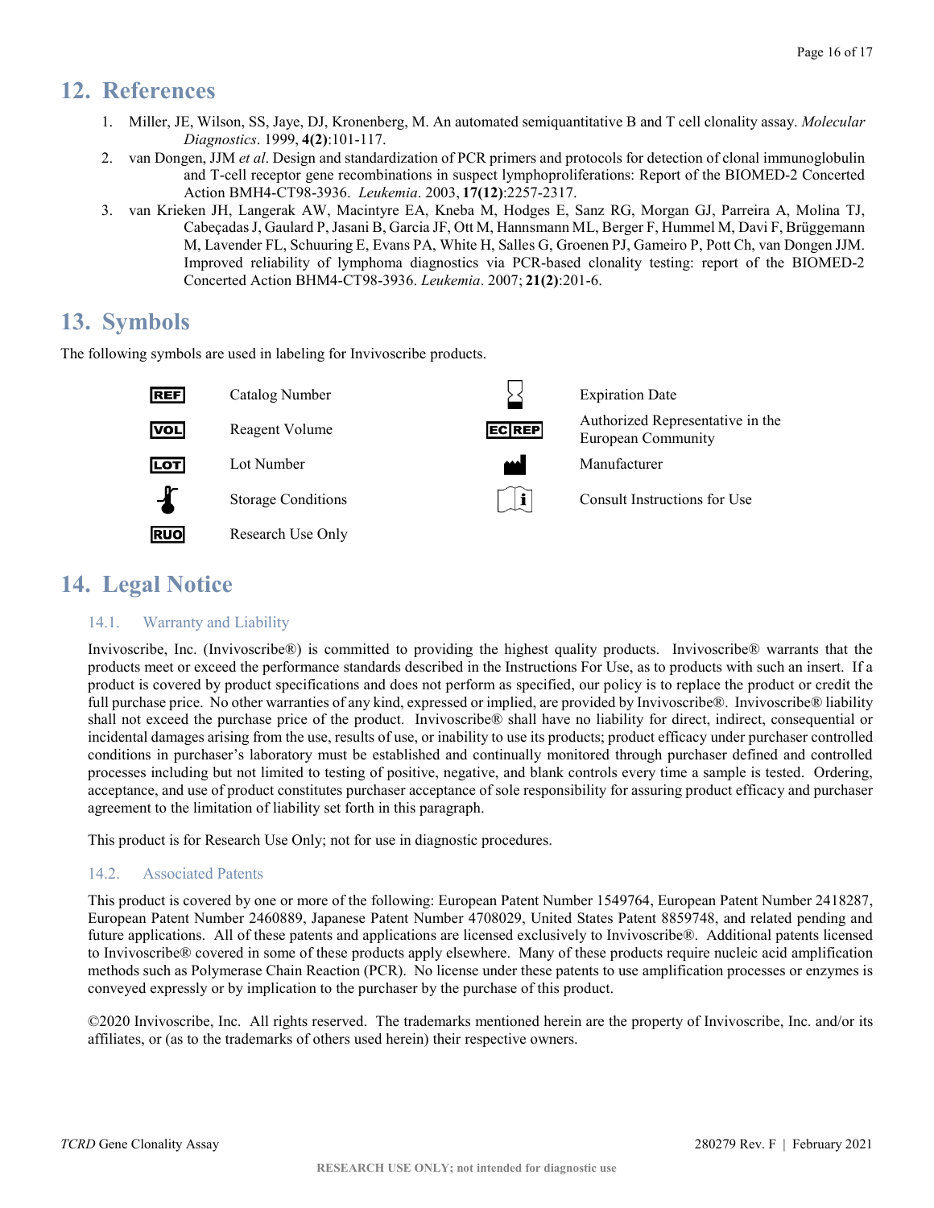## 12. References

1. Miller, JE, Wilson, SS, Jaye, DJ, Kronenberg, M. An automated semiquantitative B and T cell clonality assay. *Molecular Diagnostics*. 1999, **4(2)**:101-117.
2. van Dongen, JJM *et al*. Design and standardization of PCR primers and protocols for detection of clonal immunoglobulin and T-cell receptor gene recombinations in suspect lymphoproliferations: Report of the BIOMED-2 Concerted Action BMH4-CT98-3936. *Leukemia*. 2003, **17(12)**:2257-2317.
3. van Krieken JH, Langerak AW, Macintyre EA, Kneba M, Hodges E, Sanz RG, Morgan GJ, Parreira A, Molina TJ, Cabeçadas J, Gaulard P, Jasani B, Garcia JF, Ott M, Hannsmann ML, Berger F, Hummel M, Davi F, Brüggemann M, Lavender FL, Schuuring E, Evans PA, White H, Salles G, Groenen PJ, Gameiro P, Pott Ch, van Dongen JJM. Improved reliability of lymphoma diagnostics via PCR-based clonality testing: report of the BIOMED-2 Concerted Action BHM4-CT98-3936. *Leukemia*. 2007; **21(2)**:201-6.

## 13. Symbols

The following symbols are used in labeling for Invivoscribe products.

| Symbol | Meaning | Symbol | Meaning |
|---|---|---|---|
| REF | Catalog Number | ⌛ | Expiration Date |
| VOL | Reagent Volume | EC REP | Authorized Representative in the European Community |
| LOT | Lot Number | 🏭 | Manufacturer |
| 🌡 | Storage Conditions | 📖i | Consult Instructions for Use |
| RUO | Research Use Only | | |

## 14. Legal Notice

### 14.1. Warranty and Liability

Invivoscribe, Inc. (Invivoscribe®) is committed to providing the highest quality products. Invivoscribe® warrants that the products meet or exceed the performance standards described in the Instructions For Use, as to products with such an insert. If a product is covered by product specifications and does not perform as specified, our policy is to replace the product or credit the full purchase price. No other warranties of any kind, expressed or implied, are provided by Invivoscribe®. Invivoscribe® liability shall not exceed the purchase price of the product. Invivoscribe® shall have no liability for direct, indirect, consequential or incidental damages arising from the use, results of use, or inability to use its products; product efficacy under purchaser controlled conditions in purchaser's laboratory must be established and continually monitored through purchaser defined and controlled processes including but not limited to testing of positive, negative, and blank controls every time a sample is tested. Ordering, acceptance, and use of product constitutes purchaser acceptance of sole responsibility for assuring product efficacy and purchaser agreement to the limitation of liability set forth in this paragraph.

This product is for Research Use Only; not for use in diagnostic procedures.

### 14.2. Associated Patents

This product is covered by one or more of the following: European Patent Number 1549764, European Patent Number 2418287, European Patent Number 2460889, Japanese Patent Number 4708029, United States Patent 8859748, and related pending and future applications. All of these patents and applications are licensed exclusively to Invivoscribe®. Additional patents licensed to Invivoscribe® covered in some of these products apply elsewhere. Many of these products require nucleic acid amplification methods such as Polymerase Chain Reaction (PCR). No license under these patents to use amplification processes or enzymes is conveyed expressly or by implication to the purchaser by the purchase of this product.

©2020 Invivoscribe, Inc. All rights reserved. The trademarks mentioned herein are the property of Invivoscribe, Inc. and/or its affiliates, or (as to the trademarks of others used herein) their respective owners.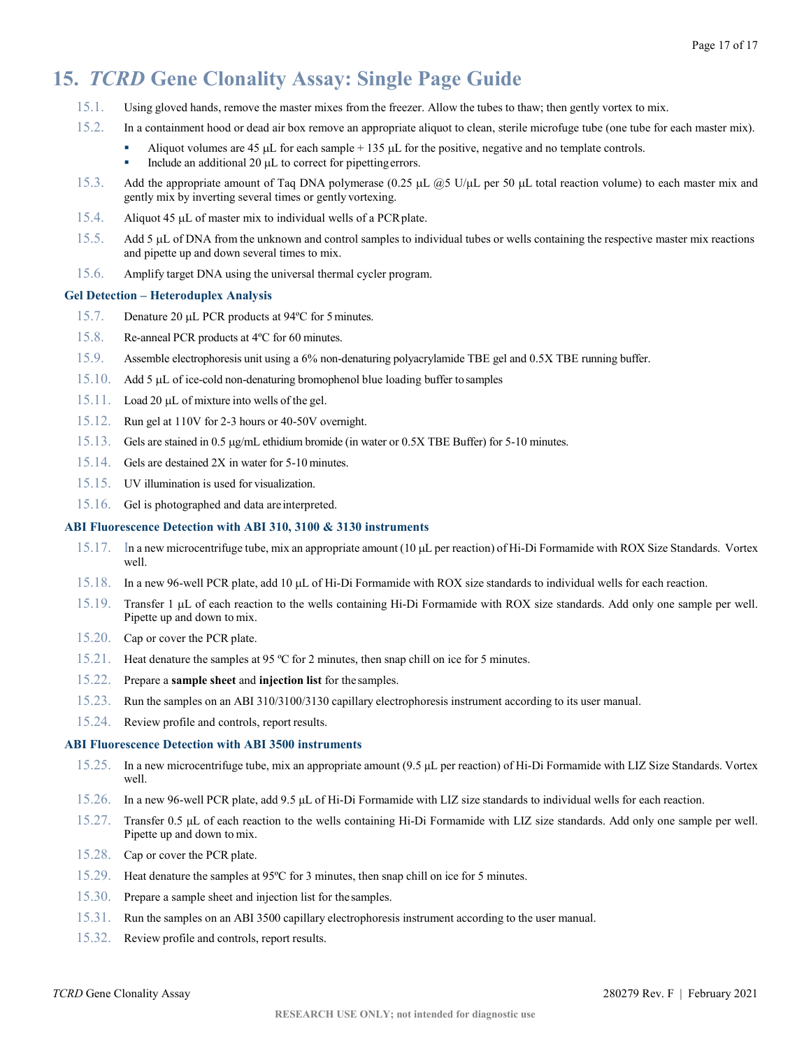# 15. *TCRD* Gene Clonality Assay: Single Page Guide

15.1. Using gloved hands, remove the master mixes from the freezer. Allow the tubes to thaw; then gently vortex to mix.

15.2. In a containment hood or dead air box remove an appropriate aliquot to clean, sterile microfuge tube (one tube for each master mix).

- Aliquot volumes are 45 µL for each sample + 135 µL for the positive, negative and no template controls.
- Include an additional 20 µL to correct for pipetting errors.

15.3. Add the appropriate amount of Taq DNA polymerase (0.25 µL @5 U/µL per 50 µL total reaction volume) to each master mix and gently mix by inverting several times or gently vortexing.

15.4. Aliquot 45 µL of master mix to individual wells of a PCR plate.

15.5. Add 5 µL of DNA from the unknown and control samples to individual tubes or wells containing the respective master mix reactions and pipette up and down several times to mix.

15.6. Amplify target DNA using the universal thermal cycler program.

### Gel Detection – Heteroduplex Analysis

15.7. Denature 20 µL PCR products at 94ºC for 5 minutes.

15.8. Re-anneal PCR products at 4ºC for 60 minutes.

15.9. Assemble electrophoresis unit using a 6% non-denaturing polyacrylamide TBE gel and 0.5X TBE running buffer.

15.10. Add 5 µL of ice-cold non-denaturing bromophenol blue loading buffer to samples

15.11. Load 20 µL of mixture into wells of the gel.

15.12. Run gel at 110V for 2-3 hours or 40-50V overnight.

15.13. Gels are stained in 0.5 µg/mL ethidium bromide (in water or 0.5X TBE Buffer) for 5-10 minutes.

15.14. Gels are destained 2X in water for 5-10 minutes.

15.15. UV illumination is used for visualization.

15.16. Gel is photographed and data are interpreted.

### ABI Fluorescence Detection with ABI 310, 3100 & 3130 instruments

15.17. In a new microcentrifuge tube, mix an appropriate amount (10 µL per reaction) of Hi-Di Formamide with ROX Size Standards. Vortex well.

15.18. In a new 96-well PCR plate, add 10 µL of Hi-Di Formamide with ROX size standards to individual wells for each reaction.

15.19. Transfer 1 µL of each reaction to the wells containing Hi-Di Formamide with ROX size standards. Add only one sample per well. Pipette up and down to mix.

15.20. Cap or cover the PCR plate.

15.21. Heat denature the samples at 95 ºC for 2 minutes, then snap chill on ice for 5 minutes.

15.22. Prepare a **sample sheet** and **injection list** for the samples.

15.23. Run the samples on an ABI 310/3100/3130 capillary electrophoresis instrument according to its user manual.

15.24. Review profile and controls, report results.

### ABI Fluorescence Detection with ABI 3500 instruments

15.25. In a new microcentrifuge tube, mix an appropriate amount (9.5 µL per reaction) of Hi-Di Formamide with LIZ Size Standards. Vortex well.

15.26. In a new 96-well PCR plate, add 9.5 µL of Hi-Di Formamide with LIZ size standards to individual wells for each reaction.

15.27. Transfer 0.5 µL of each reaction to the wells containing Hi-Di Formamide with LIZ size standards. Add only one sample per well. Pipette up and down to mix.

15.28. Cap or cover the PCR plate.

15.29. Heat denature the samples at 95ºC for 3 minutes, then snap chill on ice for 5 minutes.

15.30. Prepare a sample sheet and injection list for the samples.

15.31. Run the samples on an ABI 3500 capillary electrophoresis instrument according to the user manual.

15.32. Review profile and controls, report results.